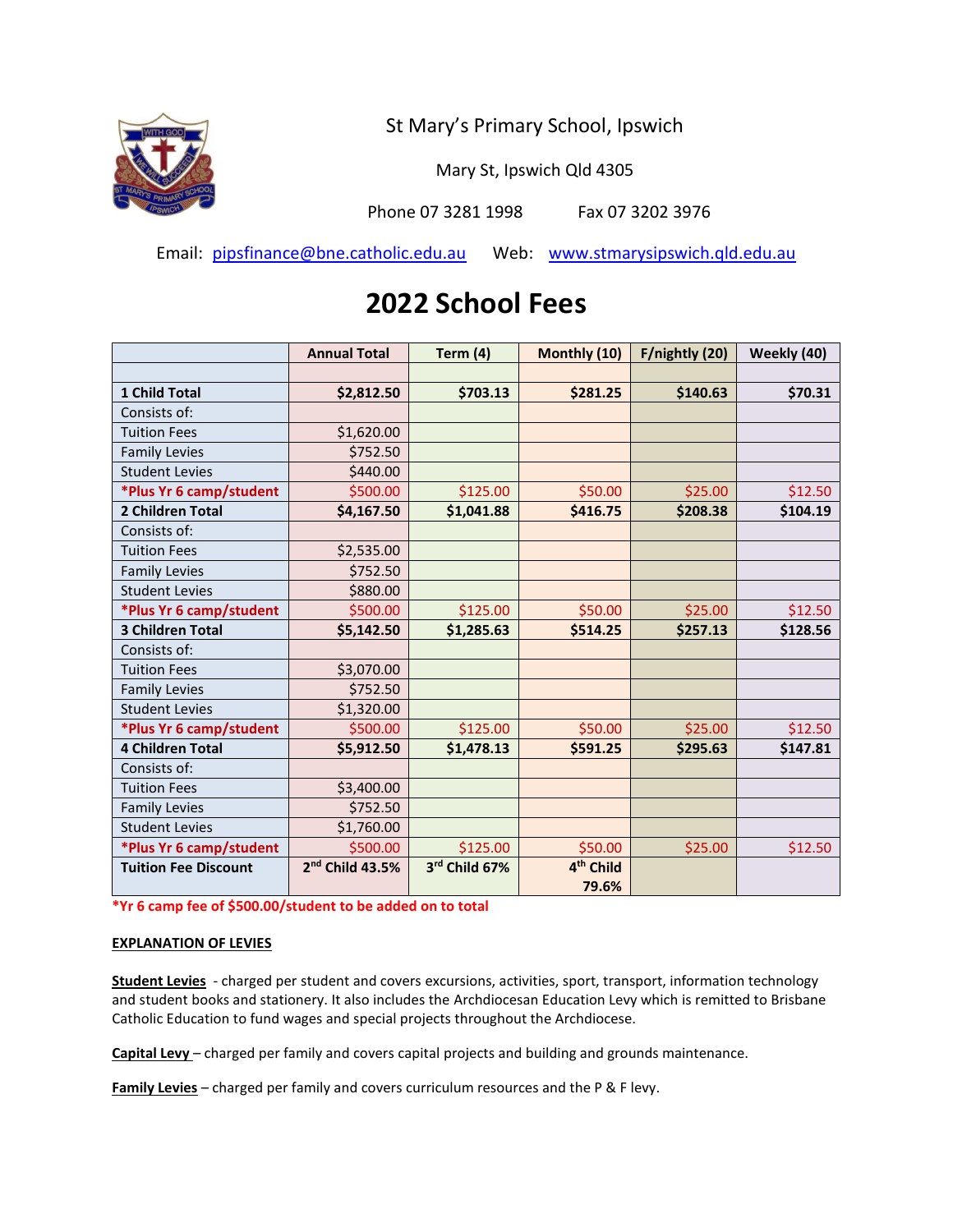St Mary's Primary School, Ipswich

Mary St, Ipswich Qld 4305

Phone 07 3281 1998 Fax 07 3202 3976

Email: pipsfinance@bne.catholic.edu.au Web: www.stmarysipswich.qld.edu.au

# 2022 School Fees

| | Annual Total | Term (4) | Monthly (10) | F/nightly (20) | Weekly (40) |
|---|---|---|---|---|---|
| | | | | | |
| **1 Child Total** | **$2,812.50** | **$703.13** | **$281.25** | **$140.63** | **$70.31** |
| Consists of: | | | | | |
| Tuition Fees | $1,620.00 | | | | |
| Family Levies | $752.50 | | | | |
| Student Levies | $440.00 | | | | |
| ***Plus Yr 6 camp/student** | $500.00 | $125.00 | $50.00 | $25.00 | $12.50 |
| **2 Children Total** | **$4,167.50** | **$1,041.88** | **$416.75** | **$208.38** | **$104.19** |
| Consists of: | | | | | |
| Tuition Fees | $2,535.00 | | | | |
| Family Levies | $752.50 | | | | |
| Student Levies | $880.00 | | | | |
| ***Plus Yr 6 camp/student** | $500.00 | $125.00 | $50.00 | $25.00 | $12.50 |
| **3 Children Total** | **$5,142.50** | **$1,285.63** | **$514.25** | **$257.13** | **$128.56** |
| Consists of: | | | | | |
| Tuition Fees | $3,070.00 | | | | |
| Family Levies | $752.50 | | | | |
| Student Levies | $1,320.00 | | | | |
| ***Plus Yr 6 camp/student** | $500.00 | $125.00 | $50.00 | $25.00 | $12.50 |
| **4 Children Total** | **$5,912.50** | **$1,478.13** | **$591.25** | **$295.63** | **$147.81** |
| Consists of: | | | | | |
| Tuition Fees | $3,400.00 | | | | |
| Family Levies | $752.50 | | | | |
| Student Levies | $1,760.00 | | | | |
| ***Plus Yr 6 camp/student** | $500.00 | $125.00 | $50.00 | $25.00 | $12.50 |
| **Tuition Fee Discount** | **2nd Child 43.5%** | **3rd Child 67%** | **4th Child 79.6%** | | |

***Yr 6 camp fee of $500.00/student to be added on to total**

**EXPLANATION OF LEVIES**

**Student Levies** - charged per student and covers excursions, activities, sport, transport, information technology and student books and stationery. It also includes the Archdiocesan Education Levy which is remitted to Brisbane Catholic Education to fund wages and special projects throughout the Archdiocese.

**Capital Levy** – charged per family and covers capital projects and building and grounds maintenance.

**Family Levies** – charged per family and covers curriculum resources and the P & F levy.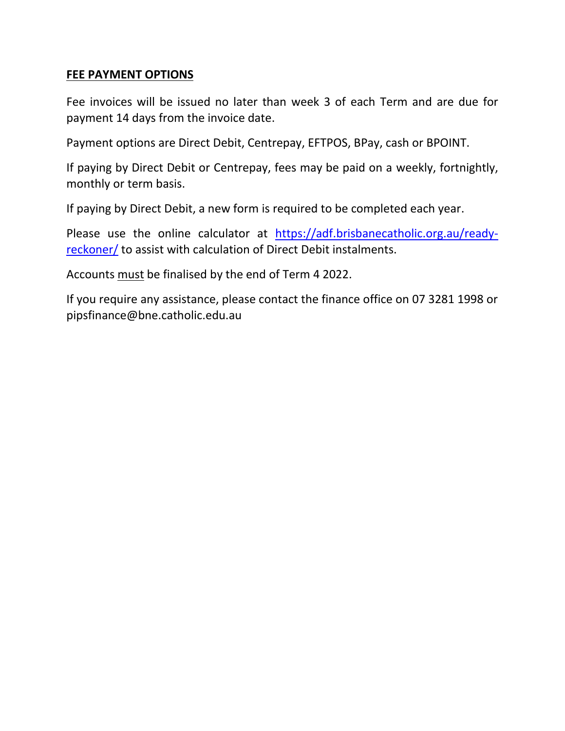## **FEE PAYMENT OPTIONS**

Fee invoices will be issued no later than week 3 of each Term and are due for payment 14 days from the invoice date.

Payment options are Direct Debit, Centrepay, EFTPOS, BPay, cash or BPOINT.

If paying by Direct Debit or Centrepay, fees may be paid on a weekly, fortnightly, monthly or term basis.

If paying by Direct Debit, a new form is required to be completed each year.

Please use the online calculator at [https://adf.brisbanecatholic.org.au/ready-reckoner/](https://adf.brisbanecatholic.org.au/ready-reckoner/) to assist with calculation of Direct Debit instalments.

Accounts <u>must</u> be finalised by the end of Term 4 2022.

If you require any assistance, please contact the finance office on 07 3281 1998 or pipsfinance@bne.catholic.edu.au